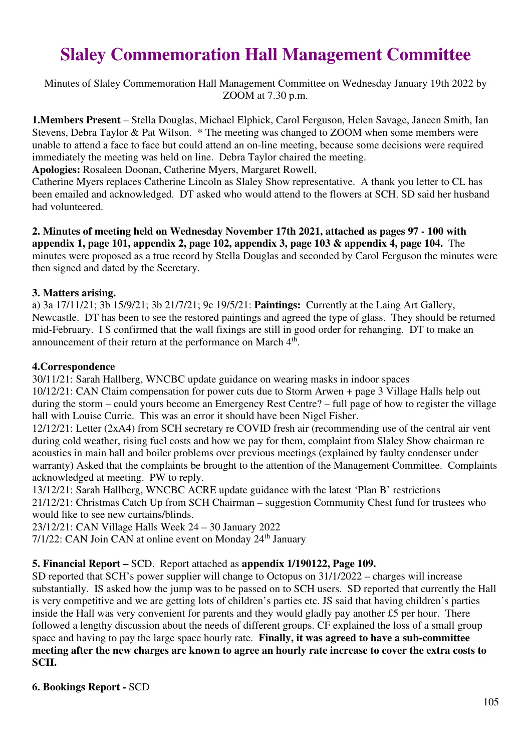# Slaley Commemoration Hall Management Committee

Minutes of Slaley Commemoration Hall Management Committee on Wednesday January 19th 2022 by ZOOM at 7.30 p.m.

**1.Members Present** – Stella Douglas, Michael Elphick, Carol Ferguson, Helen Savage, Janeen Smith, Ian Stevens, Debra Taylor & Pat Wilson. * The meeting was changed to ZOOM when some members were unable to attend a face to face but could attend an on-line meeting, because some decisions were required immediately the meeting was held on line. Debra Taylor chaired the meeting.
**Apologies:** Rosaleen Doonan, Catherine Myers, Margaret Rowell,
Catherine Myers replaces Catherine Lincoln as Slaley Show representative. A thank you letter to CL has been emailed and acknowledged. DT asked who would attend to the flowers at SCH. SD said her husband had volunteered.

**2. Minutes of meeting held on Wednesday November 17th 2021, attached as pages 97 - 100 with appendix 1, page 101, appendix 2, page 102, appendix 3, page 103 & appendix 4, page 104.** The minutes were proposed as a true record by Stella Douglas and seconded by Carol Ferguson the minutes were then signed and dated by the Secretary.

**3. Matters arising.**
a) 3a 17/11/21; 3b 15/9/21; 3b 21/7/21; 9c 19/5/21: **Paintings:** Currently at the Laing Art Gallery, Newcastle. DT has been to see the restored paintings and agreed the type of glass. They should be returned mid-February. I S confirmed that the wall fixings are still in good order for rehanging. DT to make an announcement of their return at the performance on March 4th.

**4.Correspondence**
30/11/21: Sarah Hallberg, WNCBC update guidance on wearing masks in indoor spaces
10/12/21: CAN Claim compensation for power cuts due to Storm Arwen + page 3 Village Halls help out during the storm – could yours become an Emergency Rest Centre? – full page of how to register the village hall with Louise Currie. This was an error it should have been Nigel Fisher.
12/12/21: Letter (2xA4) from SCH secretary re COVID fresh air (recommending use of the central air vent during cold weather, rising fuel costs and how we pay for them, complaint from Slaley Show chairman re acoustics in main hall and boiler problems over previous meetings (explained by faulty condenser under warranty) Asked that the complaints be brought to the attention of the Management Committee. Complaints acknowledged at meeting. PW to reply.
13/12/21: Sarah Hallberg, WNCBC ACRE update guidance with the latest 'Plan B' restrictions
21/12/21: Christmas Catch Up from SCH Chairman – suggestion Community Chest fund for trustees who would like to see new curtains/blinds.
23/12/21: CAN Village Halls Week 24 – 30 January 2022
7/1/22: CAN Join CAN at online event on Monday 24th January

**5. Financial Report –** SCD. Report attached as **appendix 1/190122, Page 109.**
SD reported that SCH's power supplier will change to Octopus on 31/1/2022 – charges will increase substantially. IS asked how the jump was to be passed on to SCH users. SD reported that currently the Hall is very competitive and we are getting lots of children's parties etc. JS said that having children's parties inside the Hall was very convenient for parents and they would gladly pay another £5 per hour. There followed a lengthy discussion about the needs of different groups. CF explained the loss of a small group space and having to pay the large space hourly rate. **Finally, it was agreed to have a sub-committee meeting after the new charges are known to agree an hourly rate increase to cover the extra costs to SCH.**

**6. Bookings Report -** SCD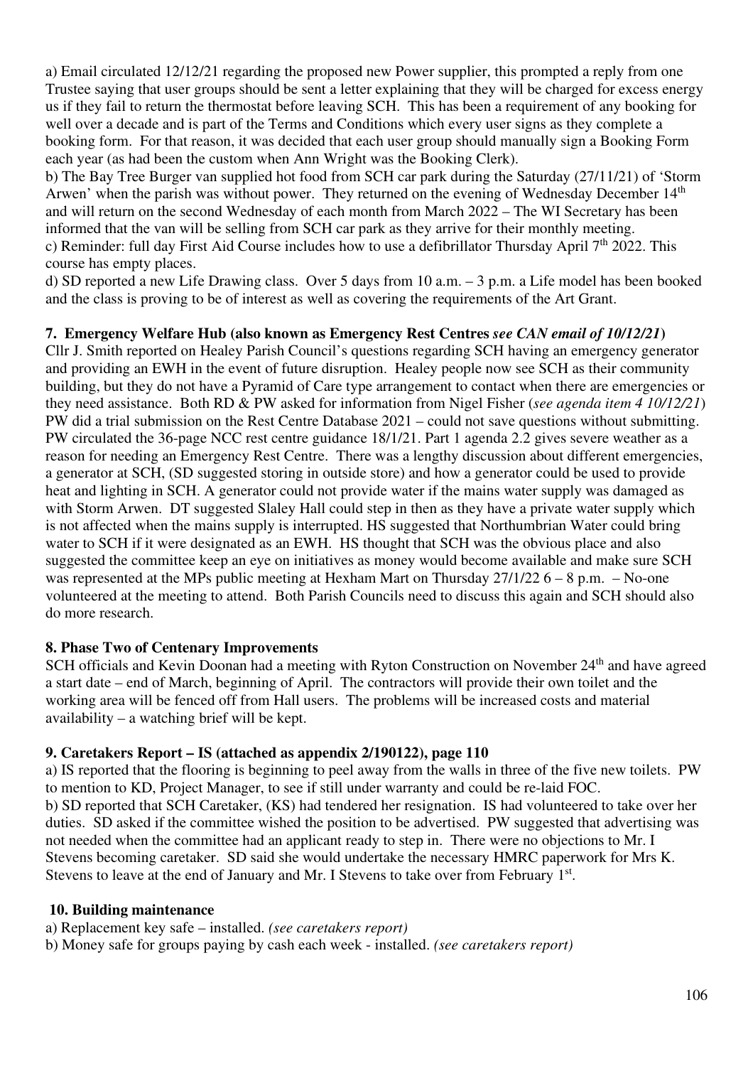a) Email circulated 12/12/21 regarding the proposed new Power supplier, this prompted a reply from one Trustee saying that user groups should be sent a letter explaining that they will be charged for excess energy us if they fail to return the thermostat before leaving SCH. This has been a requirement of any booking for well over a decade and is part of the Terms and Conditions which every user signs as they complete a booking form. For that reason, it was decided that each user group should manually sign a Booking Form each year (as had been the custom when Ann Wright was the Booking Clerk).

b) The Bay Tree Burger van supplied hot food from SCH car park during the Saturday (27/11/21) of 'Storm Arwen' when the parish was without power. They returned on the evening of Wednesday December 14th and will return on the second Wednesday of each month from March 2022 – The WI Secretary has been informed that the van will be selling from SCH car park as they arrive for their monthly meeting.

c) Reminder: full day First Aid Course includes how to use a defibrillator Thursday April 7th 2022. This course has empty places.

d) SD reported a new Life Drawing class. Over 5 days from 10 a.m. – 3 p.m. a Life model has been booked and the class is proving to be of interest as well as covering the requirements of the Art Grant.

### 7. Emergency Welfare Hub (also known as Emergency Rest Centres *see CAN email of 10/12/21*)

Cllr J. Smith reported on Healey Parish Council's questions regarding SCH having an emergency generator and providing an EWH in the event of future disruption. Healey people now see SCH as their community building, but they do not have a Pyramid of Care type arrangement to contact when there are emergencies or they need assistance. Both RD & PW asked for information from Nigel Fisher (*see agenda item 4 10/12/21*) PW did a trial submission on the Rest Centre Database 2021 – could not save questions without submitting. PW circulated the 36-page NCC rest centre guidance 18/1/21. Part 1 agenda 2.2 gives severe weather as a reason for needing an Emergency Rest Centre. There was a lengthy discussion about different emergencies, a generator at SCH, (SD suggested storing in outside store) and how a generator could be used to provide heat and lighting in SCH. A generator could not provide water if the mains water supply was damaged as with Storm Arwen. DT suggested Slaley Hall could step in then as they have a private water supply which is not affected when the mains supply is interrupted. HS suggested that Northumbrian Water could bring water to SCH if it were designated as an EWH. HS thought that SCH was the obvious place and also suggested the committee keep an eye on initiatives as money would become available and make sure SCH was represented at the MPs public meeting at Hexham Mart on Thursday 27/1/22 6 – 8 p.m. – No-one volunteered at the meeting to attend. Both Parish Councils need to discuss this again and SCH should also do more research.

### 8. Phase Two of Centenary Improvements

SCH officials and Kevin Doonan had a meeting with Ryton Construction on November 24th and have agreed a start date – end of March, beginning of April. The contractors will provide their own toilet and the working area will be fenced off from Hall users. The problems will be increased costs and material availability – a watching brief will be kept.

### 9. Caretakers Report – IS (attached as appendix 2/190122), page 110

a) IS reported that the flooring is beginning to peel away from the walls in three of the five new toilets. PW to mention to KD, Project Manager, to see if still under warranty and could be re-laid FOC.

b) SD reported that SCH Caretaker, (KS) had tendered her resignation. IS had volunteered to take over her duties. SD asked if the committee wished the position to be advertised. PW suggested that advertising was not needed when the committee had an applicant ready to step in. There were no objections to Mr. I Stevens becoming caretaker. SD said she would undertake the necessary HMRC paperwork for Mrs K. Stevens to leave at the end of January and Mr. I Stevens to take over from February 1st.

### 10. Building maintenance

a) Replacement key safe – installed. *(see caretakers report)*

b) Money safe for groups paying by cash each week - installed. *(see caretakers report)*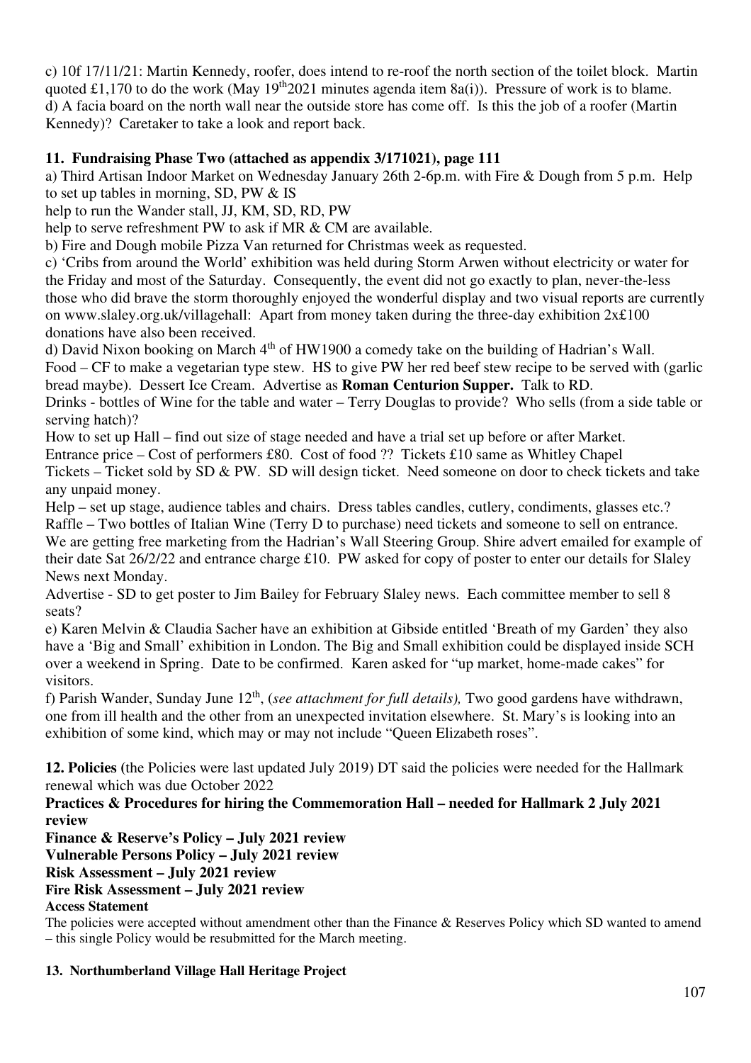c) 10f 17/11/21: Martin Kennedy, roofer, does intend to re-roof the north section of the toilet block. Martin quoted £1,170 to do the work (May 19th2021 minutes agenda item 8a(i)). Pressure of work is to blame.
d) A facia board on the north wall near the outside store has come off. Is this the job of a roofer (Martin Kennedy)? Caretaker to take a look and report back.

**11. Fundraising Phase Two (attached as appendix 3/171021), page 111**

a) Third Artisan Indoor Market on Wednesday January 26th 2-6p.m. with Fire & Dough from 5 p.m. Help to set up tables in morning, SD, PW & IS
help to run the Wander stall, JJ, KM, SD, RD, PW
help to serve refreshment PW to ask if MR & CM are available.
b) Fire and Dough mobile Pizza Van returned for Christmas week as requested.
c) 'Cribs from around the World' exhibition was held during Storm Arwen without electricity or water for the Friday and most of the Saturday. Consequently, the event did not go exactly to plan, never-the-less those who did brave the storm thoroughly enjoyed the wonderful display and two visual reports are currently on www.slaley.org.uk/villagehall: Apart from money taken during the three-day exhibition 2x£100 donations have also been received.
d) David Nixon booking on March 4th of HW1900 a comedy take on the building of Hadrian's Wall.
Food – CF to make a vegetarian type stew. HS to give PW her red beef stew recipe to be served with (garlic bread maybe). Dessert Ice Cream. Advertise as **Roman Centurion Supper.** Talk to RD.
Drinks - bottles of Wine for the table and water – Terry Douglas to provide? Who sells (from a side table or serving hatch)?
How to set up Hall – find out size of stage needed and have a trial set up before or after Market.
Entrance price – Cost of performers £80. Cost of food ?? Tickets £10 same as Whitley Chapel
Tickets – Ticket sold by SD & PW. SD will design ticket. Need someone on door to check tickets and take any unpaid money.
Help – set up stage, audience tables and chairs. Dress tables candles, cutlery, condiments, glasses etc.?
Raffle – Two bottles of Italian Wine (Terry D to purchase) need tickets and someone to sell on entrance.
We are getting free marketing from the Hadrian's Wall Steering Group. Shire advert emailed for example of their date Sat 26/2/22 and entrance charge £10. PW asked for copy of poster to enter our details for Slaley News next Monday.
Advertise - SD to get poster to Jim Bailey for February Slaley news. Each committee member to sell 8 seats?
e) Karen Melvin & Claudia Sacher have an exhibition at Gibside entitled 'Breath of my Garden' they also have a 'Big and Small' exhibition in London. The Big and Small exhibition could be displayed inside SCH over a weekend in Spring. Date to be confirmed. Karen asked for "up market, home-made cakes" for visitors.
f) Parish Wander, Sunday June 12th, (*see attachment for full details),* Two good gardens have withdrawn, one from ill health and the other from an unexpected invitation elsewhere. St. Mary's is looking into an exhibition of some kind, which may or may not include "Queen Elizabeth roses".

**12. Policies** (the Policies were last updated July 2019) DT said the policies were needed for the Hallmark renewal which was due October 2022

**Practices & Procedures for hiring the Commemoration Hall – needed for Hallmark 2 July 2021 review**
**Finance & Reserve's Policy – July 2021 review**
**Vulnerable Persons Policy – July 2021 review**
**Risk Assessment – July 2021 review**
**Fire Risk Assessment – July 2021 review**
**Access Statement**

The policies were accepted without amendment other than the Finance & Reserves Policy which SD wanted to amend – this single Policy would be resubmitted for the March meeting.

**13. Northumberland Village Hall Heritage Project**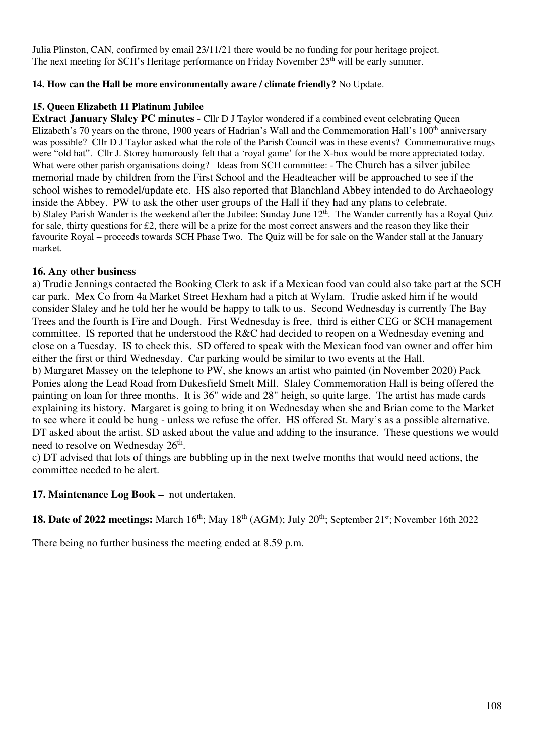Julia Plinston, CAN, confirmed by email 23/11/21 there would be no funding for pour heritage project. The next meeting for SCH's Heritage performance on Friday November 25th will be early summer.

**14. How can the Hall be more environmentally aware / climate friendly?** No Update.

**15. Queen Elizabeth 11 Platinum Jubilee**

**Extract January Slaley PC minutes** - Cllr D J Taylor wondered if a combined event celebrating Queen Elizabeth's 70 years on the throne, 1900 years of Hadrian's Wall and the Commemoration Hall's 100th anniversary was possible? Cllr D J Taylor asked what the role of the Parish Council was in these events? Commemorative mugs were "old hat". Cllr J. Storey humorously felt that a 'royal game' for the X-box would be more appreciated today. What were other parish organisations doing? Ideas from SCH committee: - The Church has a silver jubilee memorial made by children from the First School and the Headteacher will be approached to see if the school wishes to remodel/update etc. HS also reported that Blanchland Abbey intended to do Archaeology inside the Abbey. PW to ask the other user groups of the Hall if they had any plans to celebrate.

b) Slaley Parish Wander is the weekend after the Jubilee: Sunday June 12th. The Wander currently has a Royal Quiz for sale, thirty questions for £2, there will be a prize for the most correct answers and the reason they like their favourite Royal – proceeds towards SCH Phase Two. The Quiz will be for sale on the Wander stall at the January market.

**16. Any other business**

a) Trudie Jennings contacted the Booking Clerk to ask if a Mexican food van could also take part at the SCH car park. Mex Co from 4a Market Street Hexham had a pitch at Wylam. Trudie asked him if he would consider Slaley and he told her he would be happy to talk to us. Second Wednesday is currently The Bay Trees and the fourth is Fire and Dough. First Wednesday is free, third is either CEG or SCH management committee. IS reported that he understood the R&C had decided to reopen on a Wednesday evening and close on a Tuesday. IS to check this. SD offered to speak with the Mexican food van owner and offer him either the first or third Wednesday. Car parking would be similar to two events at the Hall.

b) Margaret Massey on the telephone to PW, she knows an artist who painted (in November 2020) Pack Ponies along the Lead Road from Dukesfield Smelt Mill. Slaley Commemoration Hall is being offered the painting on loan for three months. It is 36" wide and 28" heigh, so quite large. The artist has made cards explaining its history. Margaret is going to bring it on Wednesday when she and Brian come to the Market to see where it could be hung - unless we refuse the offer. HS offered St. Mary's as a possible alternative. DT asked about the artist. SD asked about the value and adding to the insurance. These questions we would need to resolve on Wednesday 26th.

c) DT advised that lots of things are bubbling up in the next twelve months that would need actions, the committee needed to be alert.

**17. Maintenance Log Book –** not undertaken.

**18. Date of 2022 meetings:** March 16th; May 18th (AGM); July 20th; September 21st; November 16th 2022

There being no further business the meeting ended at 8.59 p.m.